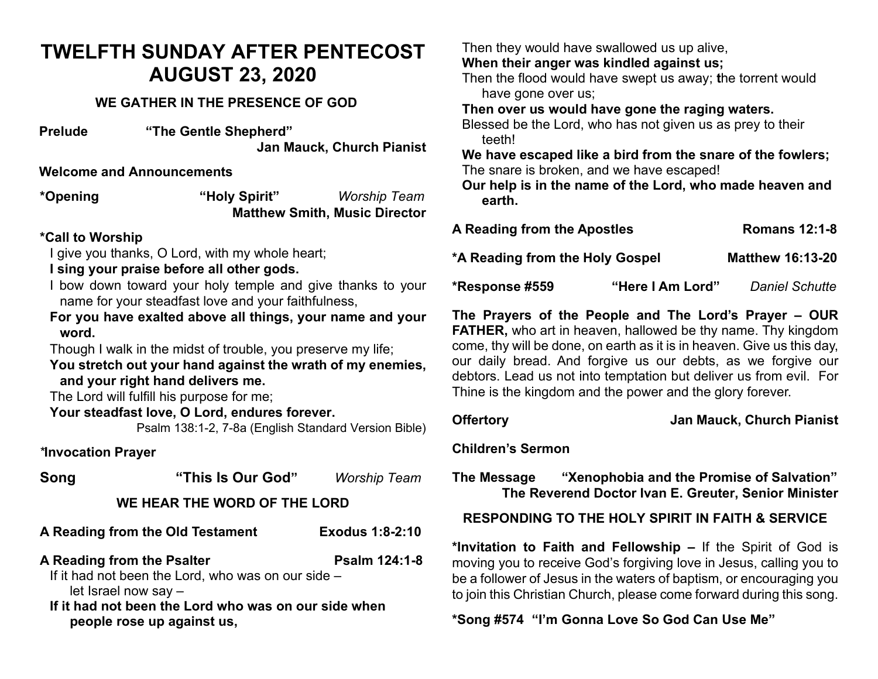# TWELFTH SUNDAY AFTER PENTECOST
# AUGUST 23, 2020

### WE GATHER IN THE PRESENCE OF GOD

**Prelude** **"The Gentle Shepherd"**
**Jan Mauck, Church Pianist**

**Welcome and Announcements**

**\*Opening** **"Holy Spirit"** *Worship Team*
**Matthew Smith, Music Director**

**\*Call to Worship**

I give you thanks, O Lord, with my whole heart;
**I sing your praise before all other gods.**
I bow down toward your holy temple and give thanks to your name for your steadfast love and your faithfulness,
**For you have exalted above all things, your name and your word.**
Though I walk in the midst of trouble, you preserve my life;
**You stretch out your hand against the wrath of my enemies, and your right hand delivers me.**
The Lord will fulfill his purpose for me;
**Your steadfast love, O Lord, endures forever.**
Psalm 138:1-2, 7-8a (English Standard Version Bible)

**\*Invocation Prayer**

**Song** **"This Is Our God"** *Worship Team*

### WE HEAR THE WORD OF THE LORD

**A Reading from the Old Testament** **Exodus 1:8-2:10**

**A Reading from the Psalter** **Psalm 124:1-8**

If it had not been the Lord, who was on our side – let Israel now say –
**If it had not been the Lord who was on our side when people rose up against us,**
Then they would have swallowed us up alive,
**When their anger was kindled against us;**
Then the flood would have swept us away; **t**he torrent would have gone over us;
**Then over us would have gone the raging waters.**
Blessed be the Lord, who has not given us as prey to their teeth!
**We have escaped like a bird from the snare of the fowlers;**
The snare is broken, and we have escaped!
**Our help is in the name of the Lord, who made heaven and earth.**

**A Reading from the Apostles** **Romans 12:1-8**

**\*A Reading from the Holy Gospel** **Matthew 16:13-20**

**\*Response #559** **"Here I Am Lord"** *Daniel Schutte*

**The Prayers of the People and The Lord's Prayer – OUR FATHER,** who art in heaven, hallowed be thy name. Thy kingdom come, thy will be done, on earth as it is in heaven. Give us this day, our daily bread. And forgive us our debts, as we forgive our debtors. Lead us not into temptation but deliver us from evil. For Thine is the kingdom and the power and the glory forever.

**Offertory** **Jan Mauck, Church Pianist**

**Children's Sermon**

**The Message** **"Xenophobia and the Promise of Salvation"**
**The Reverend Doctor Ivan E. Greuter, Senior Minister**

### RESPONDING TO THE HOLY SPIRIT IN FAITH & SERVICE

**\*Invitation to Faith and Fellowship –** If the Spirit of God is moving you to receive God's forgiving love in Jesus, calling you to be a follower of Jesus in the waters of baptism, or encouraging you to join this Christian Church, please come forward during this song.

**\*Song #574 "I'm Gonna Love So God Can Use Me"**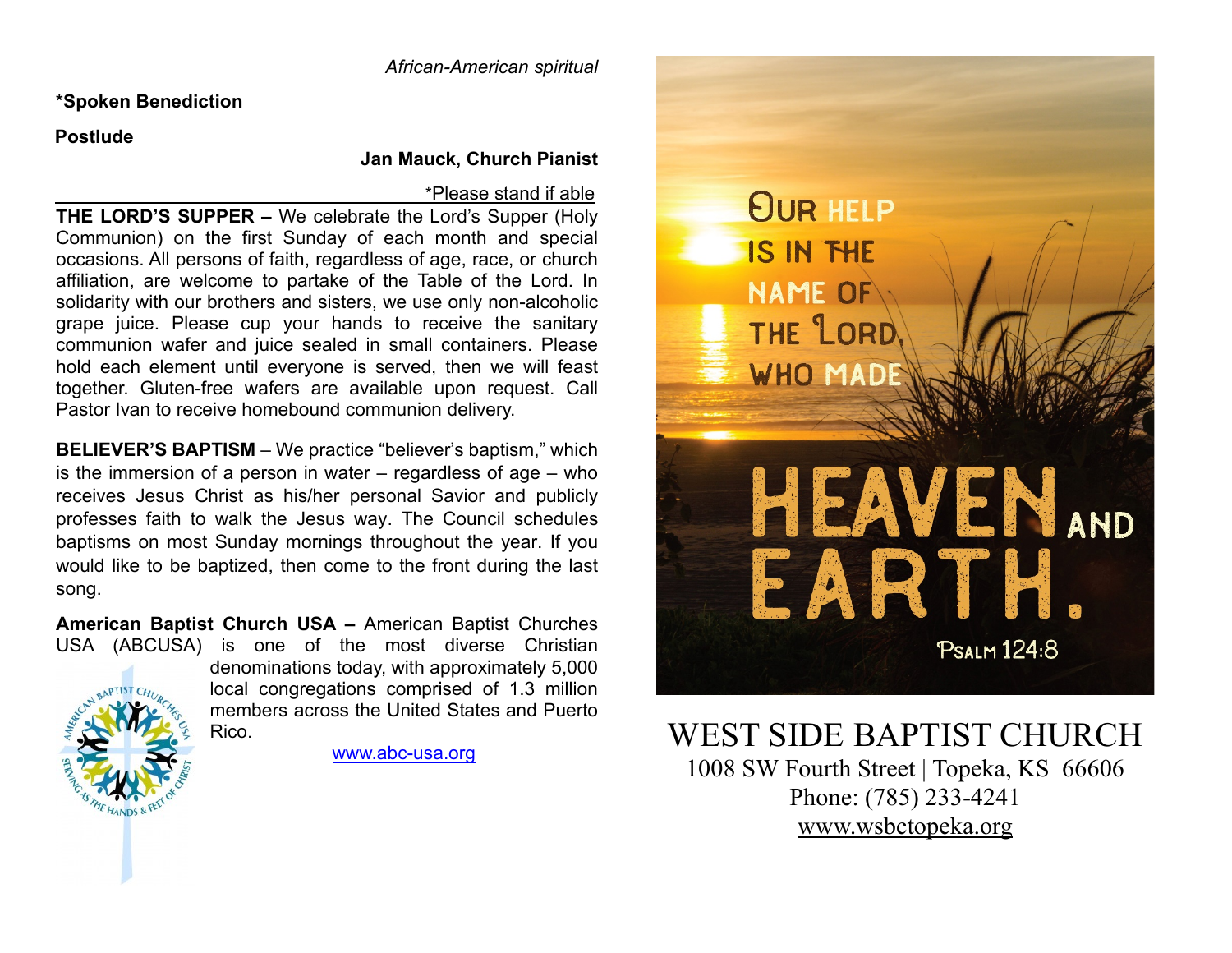*African-American spiritual*

**\*Spoken Benediction**

**Postlude**

**Jan Mauck, Church Pianist**

\*Please stand if able

---

**THE LORD'S SUPPER –** We celebrate the Lord's Supper (Holy Communion) on the first Sunday of each month and special occasions. All persons of faith, regardless of age, race, or church affiliation, are welcome to partake of the Table of the Lord. In solidarity with our brothers and sisters, we use only non-alcoholic grape juice. Please cup your hands to receive the sanitary communion wafer and juice sealed in small containers. Please hold each element until everyone is served, then we will feast together. Gluten-free wafers are available upon request. Call Pastor Ivan to receive homebound communion delivery.

**BELIEVER'S BAPTISM** – We practice "believer's baptism," which is the immersion of a person in water – regardless of age – who receives Jesus Christ as his/her personal Savior and publicly professes faith to walk the Jesus way. The Council schedules baptisms on most Sunday mornings throughout the year. If you would like to be baptized, then come to the front during the last song.

**American Baptist Church USA –** American Baptist Churches USA (ABCUSA) is one of the most diverse Christian denominations today, with approximately 5,000 local congregations comprised of 1.3 million members across the United States and Puerto Rico.

www.abc-usa.org

Our help is in the name of the Lord, who made heaven and earth.
Psalm 124:8

WEST SIDE BAPTIST CHURCH
1008 SW Fourth Street | Topeka, KS 66606
Phone: (785) 233-4241
www.wsbctopeka.org